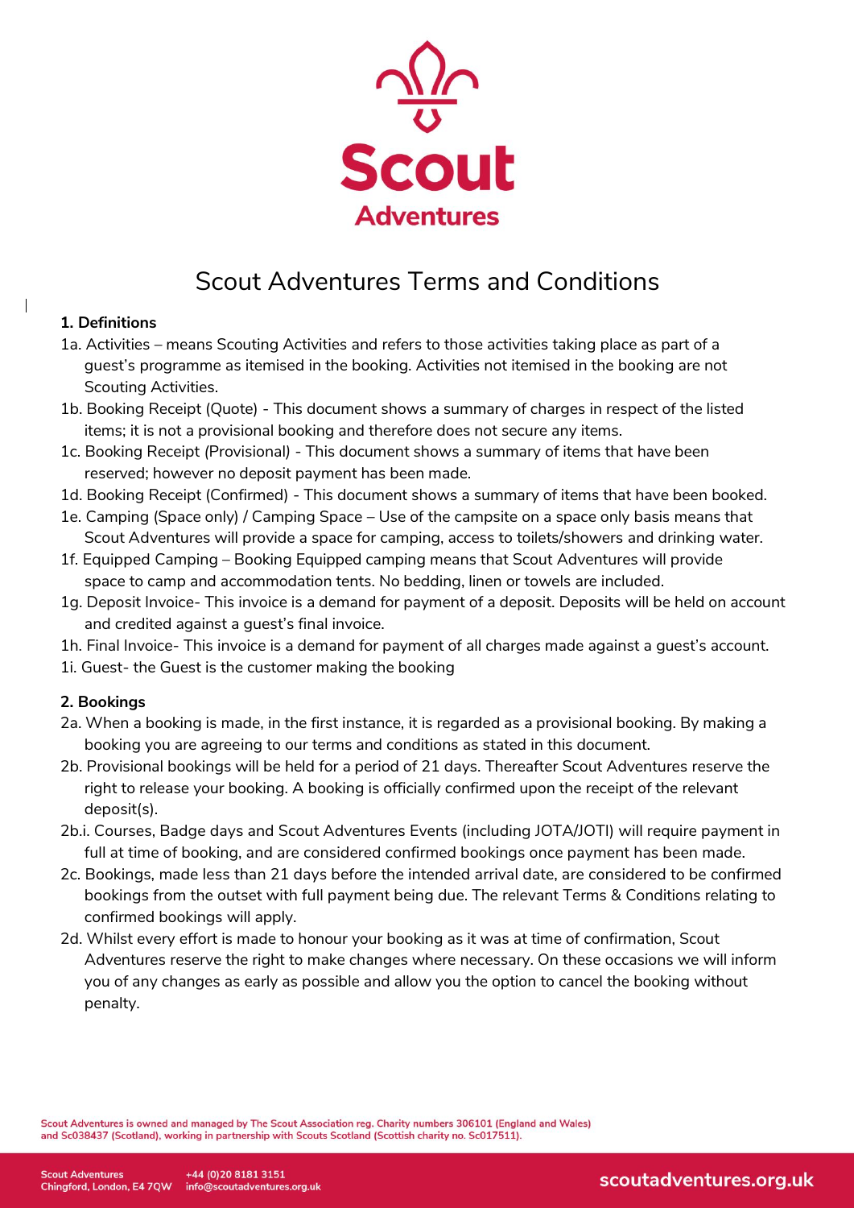# Scout Adventures Terms and Conditions

**1. Definitions**

1a. Activities – means Scouting Activities and refers to those activities taking place as part of a guest's programme as itemised in the booking. Activities not itemised in the booking are not Scouting Activities.

1b. Booking Receipt (Quote) - This document shows a summary of charges in respect of the listed items; it is not a provisional booking and therefore does not secure any items.

1c. Booking Receipt (Provisional) - This document shows a summary of items that have been reserved; however no deposit payment has been made.

1d. Booking Receipt (Confirmed) - This document shows a summary of items that have been booked.

1e. Camping (Space only) / Camping Space – Use of the campsite on a space only basis means that Scout Adventures will provide a space for camping, access to toilets/showers and drinking water.

1f. Equipped Camping – Booking Equipped camping means that Scout Adventures will provide space to camp and accommodation tents. No bedding, linen or towels are included.

1g. Deposit Invoice- This invoice is a demand for payment of a deposit. Deposits will be held on account and credited against a guest's final invoice.

1h. Final Invoice- This invoice is a demand for payment of all charges made against a guest's account.

1i. Guest- the Guest is the customer making the booking

**2. Bookings**

2a. When a booking is made, in the first instance, it is regarded as a provisional booking. By making a booking you are agreeing to our terms and conditions as stated in this document.

2b. Provisional bookings will be held for a period of 21 days. Thereafter Scout Adventures reserve the right to release your booking. A booking is officially confirmed upon the receipt of the relevant deposit(s).

2b.i. Courses, Badge days and Scout Adventures Events (including JOTA/JOTI) will require payment in full at time of booking, and are considered confirmed bookings once payment has been made.

2c. Bookings, made less than 21 days before the intended arrival date, are considered to be confirmed bookings from the outset with full payment being due. The relevant Terms & Conditions relating to confirmed bookings will apply.

2d. Whilst every effort is made to honour your booking as it was at time of confirmation, Scout Adventures reserve the right to make changes where necessary. On these occasions we will inform you of any changes as early as possible and allow you the option to cancel the booking without penalty.

Scout Adventures is owned and managed by The Scout Association reg. Charity numbers 306101 (England and Wales) and Sc038437 (Scotland), working in partnership with Scouts Scotland (Scottish charity no. Sc017511).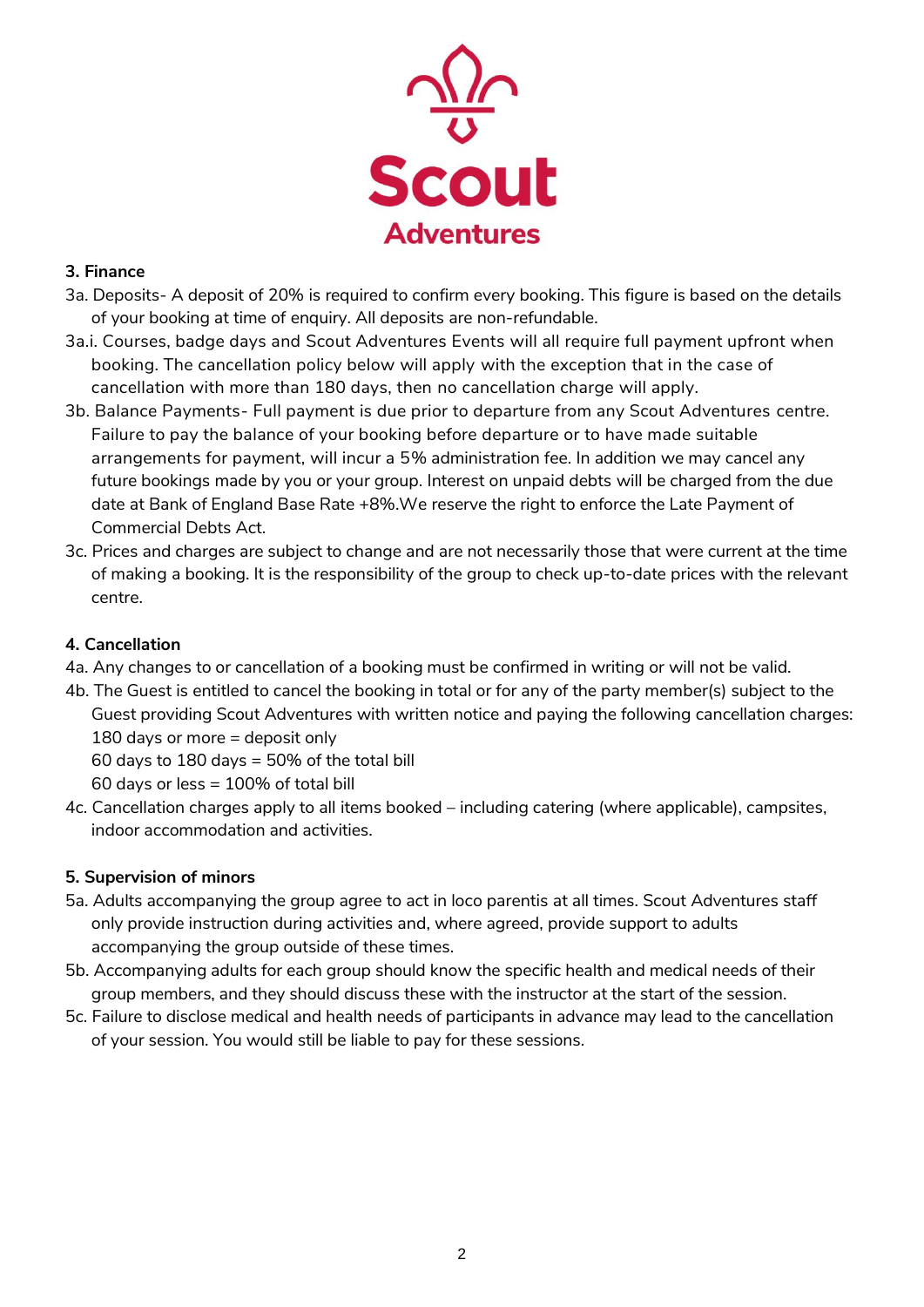**3. Finance**

3a. Deposits- A deposit of 20% is required to confirm every booking. This figure is based on the details of your booking at time of enquiry. All deposits are non-refundable.

3a.i. Courses, badge days and Scout Adventures Events will all require full payment upfront when booking. The cancellation policy below will apply with the exception that in the case of cancellation with more than 180 days, then no cancellation charge will apply.

3b. Balance Payments- Full payment is due prior to departure from any Scout Adventures centre. Failure to pay the balance of your booking before departure or to have made suitable arrangements for payment, will incur a 5% administration fee. In addition we may cancel any future bookings made by you or your group. Interest on unpaid debts will be charged from the due date at Bank of England Base Rate +8%.We reserve the right to enforce the Late Payment of Commercial Debts Act.

3c. Prices and charges are subject to change and are not necessarily those that were current at the time of making a booking. It is the responsibility of the group to check up-to-date prices with the relevant centre.

**4. Cancellation**

4a. Any changes to or cancellation of a booking must be confirmed in writing or will not be valid.

4b. The Guest is entitled to cancel the booking in total or for any of the party member(s) subject to the Guest providing Scout Adventures with written notice and paying the following cancellation charges:
180 days or more = deposit only
60 days to 180 days = 50% of the total bill
60 days or less = 100% of total bill

4c. Cancellation charges apply to all items booked – including catering (where applicable), campsites, indoor accommodation and activities.

**5. Supervision of minors**

5a. Adults accompanying the group agree to act in loco parentis at all times. Scout Adventures staff only provide instruction during activities and, where agreed, provide support to adults accompanying the group outside of these times.

5b. Accompanying adults for each group should know the specific health and medical needs of their group members, and they should discuss these with the instructor at the start of the session.

5c. Failure to disclose medical and health needs of participants in advance may lead to the cancellation of your session. You would still be liable to pay for these sessions.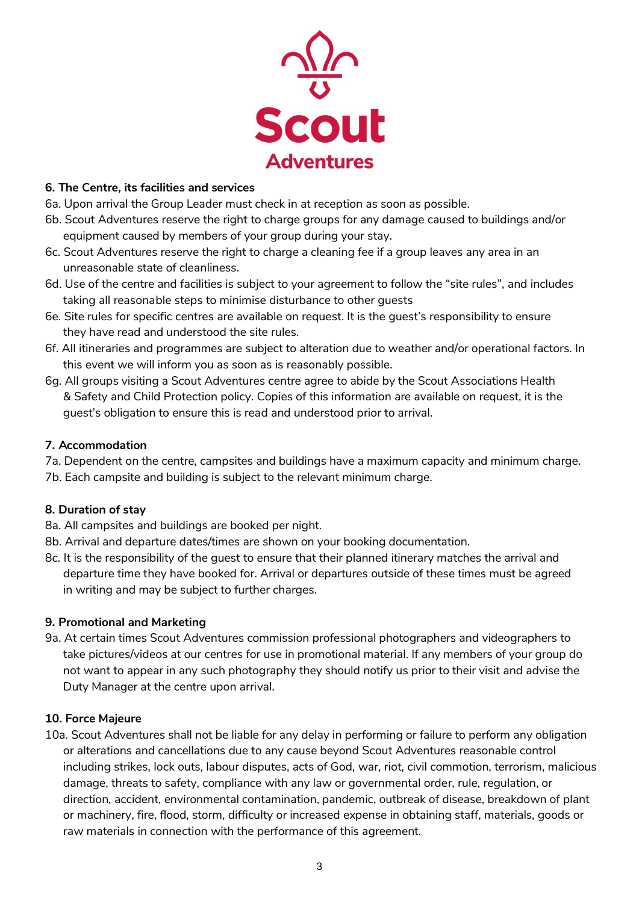Scout Adventures

**6. The Centre, its facilities and services**

6a. Upon arrival the Group Leader must check in at reception as soon as possible.

6b. Scout Adventures reserve the right to charge groups for any damage caused to buildings and/or equipment caused by members of your group during your stay.

6c. Scout Adventures reserve the right to charge a cleaning fee if a group leaves any area in an unreasonable state of cleanliness.

6d. Use of the centre and facilities is subject to your agreement to follow the "site rules", and includes taking all reasonable steps to minimise disturbance to other guests

6e. Site rules for specific centres are available on request. It is the guest's responsibility to ensure they have read and understood the site rules.

6f. All itineraries and programmes are subject to alteration due to weather and/or operational factors. In this event we will inform you as soon as is reasonably possible.

6g. All groups visiting a Scout Adventures centre agree to abide by the Scout Associations Health & Safety and Child Protection policy. Copies of this information are available on request, it is the guest's obligation to ensure this is read and understood prior to arrival.

**7. Accommodation**

7a. Dependent on the centre, campsites and buildings have a maximum capacity and minimum charge.

7b. Each campsite and building is subject to the relevant minimum charge.

**8. Duration of stay**

8a. All campsites and buildings are booked per night.

8b. Arrival and departure dates/times are shown on your booking documentation.

8c. It is the responsibility of the guest to ensure that their planned itinerary matches the arrival and departure time they have booked for. Arrival or departures outside of these times must be agreed in writing and may be subject to further charges.

**9. Promotional and Marketing**

9a. At certain times Scout Adventures commission professional photographers and videographers to take pictures/videos at our centres for use in promotional material. If any members of your group do not want to appear in any such photography they should notify us prior to their visit and advise the Duty Manager at the centre upon arrival.

**10. Force Majeure**

10a. Scout Adventures shall not be liable for any delay in performing or failure to perform any obligation or alterations and cancellations due to any cause beyond Scout Adventures reasonable control including strikes, lock outs, labour disputes, acts of God, war, riot, civil commotion, terrorism, malicious damage, threats to safety, compliance with any law or governmental order, rule, regulation, or direction, accident, environmental contamination, pandemic, outbreak of disease, breakdown of plant or machinery, fire, flood, storm, difficulty or increased expense in obtaining staff, materials, goods or raw materials in connection with the performance of this agreement.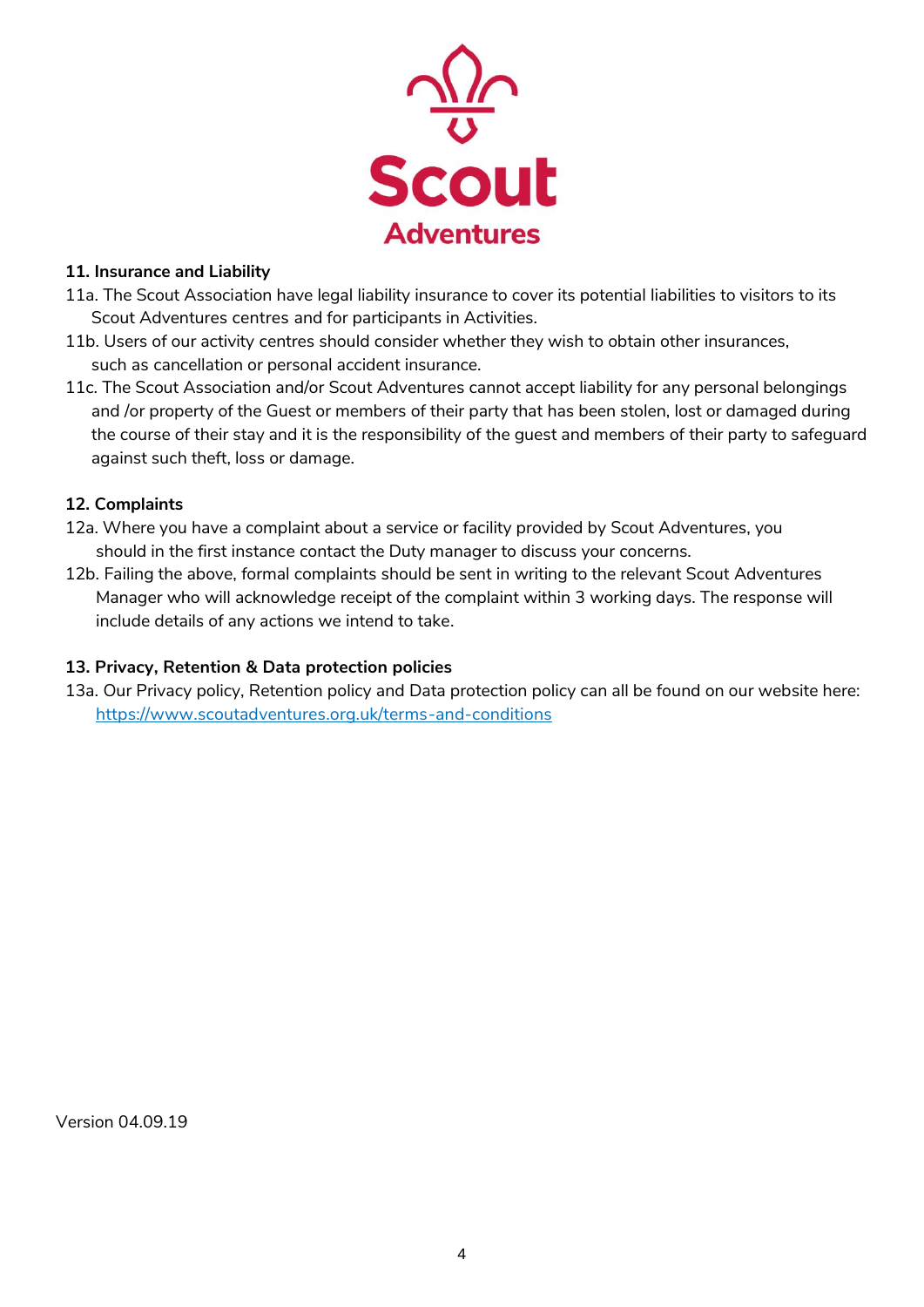Scout Adventures

**11. Insurance and Liability**

11a. The Scout Association have legal liability insurance to cover its potential liabilities to visitors to its Scout Adventures centres and for participants in Activities.

11b. Users of our activity centres should consider whether they wish to obtain other insurances, such as cancellation or personal accident insurance.

11c. The Scout Association and/or Scout Adventures cannot accept liability for any personal belongings and /or property of the Guest or members of their party that has been stolen, lost or damaged during the course of their stay and it is the responsibility of the guest and members of their party to safeguard against such theft, loss or damage.

**12. Complaints**

12a. Where you have a complaint about a service or facility provided by Scout Adventures, you should in the first instance contact the Duty manager to discuss your concerns.

12b. Failing the above, formal complaints should be sent in writing to the relevant Scout Adventures Manager who will acknowledge receipt of the complaint within 3 working days. The response will include details of any actions we intend to take.

**13. Privacy, Retention & Data protection policies**

13a. Our Privacy policy, Retention policy and Data protection policy can all be found on our website here: https://www.scoutadventures.org.uk/terms-and-conditions

Version 04.09.19